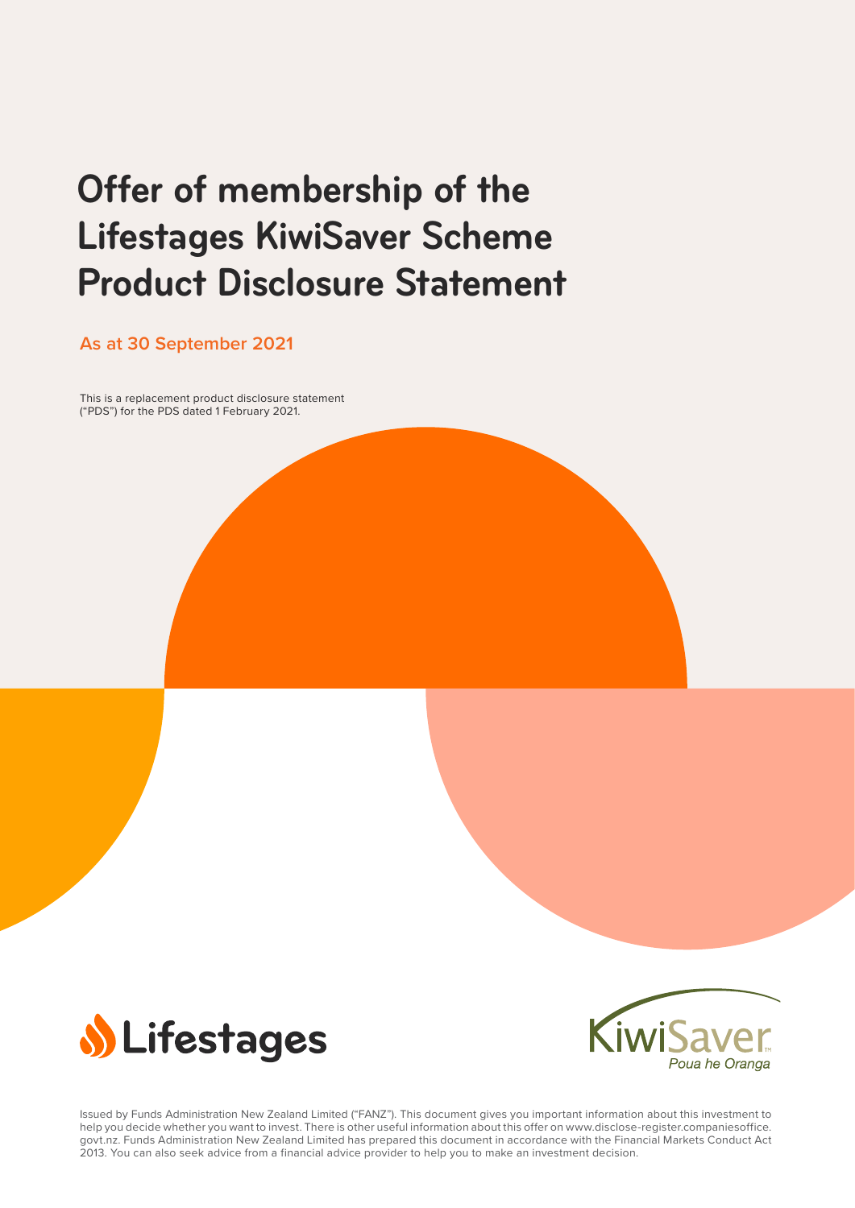# Offer of membership of the Lifestages KiwiSaver Scheme Product Disclosure Statement

**As at 30 September 2021**

This is a replacement product disclosure statement ("PDS") for the PDS dated 1 February 2021.

Lifestages

KiwiSaver

*Poua he Oranga*

Issued by Funds Administration New Zealand Limited ("FANZ"). This document gives you important information about this investment to help you decide whether you want to invest. There is other useful information about this offer on www.disclose-register.companiesoffice.govt.nz. Funds Administration New Zealand Limited has prepared this document in accordance with the Financial Markets Conduct Act 2013. You can also seek advice from a financial advice provider to help you to make an investment decision.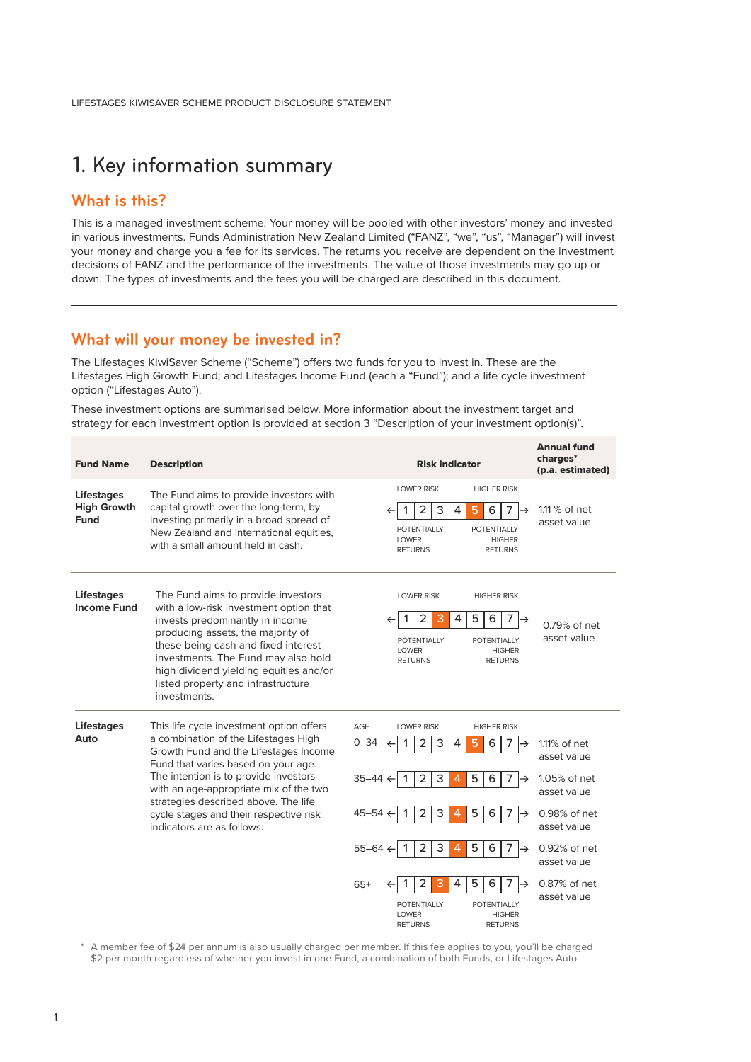# 1. Key information summary

## What is this?

This is a managed investment scheme. Your money will be pooled with other investors' money and invested in various investments. Funds Administration New Zealand Limited ("FANZ", "we", "us", "Manager") will invest your money and charge you a fee for its services. The returns you receive are dependent on the investment decisions of FANZ and the performance of the investments. The value of those investments may go up or down. The types of investments and the fees you will be charged are described in this document.

## What will your money be invested in?

The Lifestages KiwiSaver Scheme ("Scheme") offers two funds for you to invest in. These are the Lifestages High Growth Fund; and Lifestages Income Fund (each a "Fund"); and a life cycle investment option ("Lifestages Auto").

These investment options are summarised below. More information about the investment target and strategy for each investment option is provided at section 3 "Description of your investment option(s)".

| Fund Name | Description | Risk indicator | Annual fund charges* (p.a. estimated) |
|---|---|---|---|
| **Lifestages High Growth Fund** | The Fund aims to provide investors with capital growth over the long-term, by investing primarily in a broad spread of New Zealand and international equities, with a small amount held in cash. | 5 (scale 1 lower risk/potentially lower returns – 7 higher risk/potentially higher returns) | 1.11 % of net asset value |
| **Lifestages Income Fund** | The Fund aims to provide investors with a low-risk investment option that invests predominantly in income producing assets, the majority of these being cash and fixed interest investments. The Fund may also hold high dividend yielding equities and/or listed property and infrastructure investments. | 3 (scale 1 lower risk/potentially lower returns – 7 higher risk/potentially higher returns) | 0.79% of net asset value |
| **Lifestages Auto** | This life cycle investment option offers a combination of the Lifestages High Growth Fund and the Lifestages Income Fund that varies based on your age. The intention is to provide investors with an age-appropriate mix of the two strategies described above. The life cycle stages and their respective risk indicators are as follows: | Age 0–34: 5 | 1.11% of net asset value |
| | | Age 35–44: 4 | 1.05% of net asset value |
| | | Age 45–54: 4 | 0.98% of net asset value |
| | | Age 55–64: 4 | 0.92% of net asset value |
| | | Age 65+: 3 | 0.87% of net asset value |

\* A member fee of $24 per annum is also usually charged per member. If this fee applies to you, you'll be charged $2 per month regardless of whether you invest in one Fund, a combination of both Funds, or Lifestages Auto.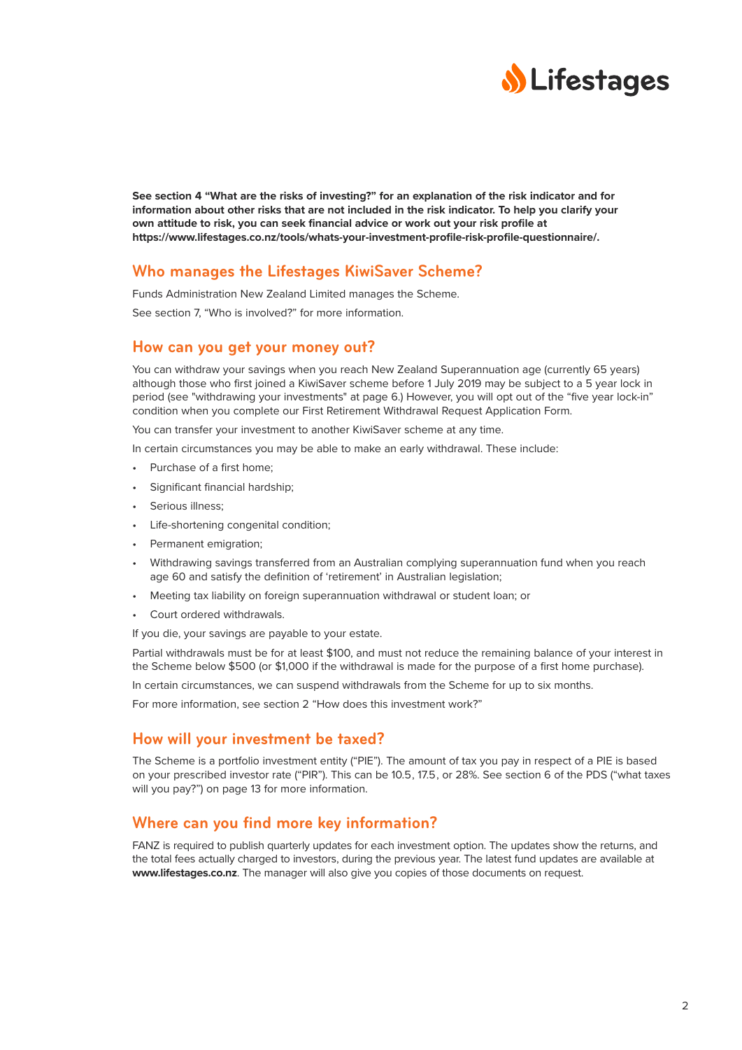**See section 4 "What are the risks of investing?" for an explanation of the risk indicator and for information about other risks that are not included in the risk indicator. To help you clarify your own attitude to risk, you can seek financial advice or work out your risk profile at https://www.lifestages.co.nz/tools/whats-your-investment-profile-risk-profile-questionnaire/.**

## Who manages the Lifestages KiwiSaver Scheme?

Funds Administration New Zealand Limited manages the Scheme.

See section 7, "Who is involved?" for more information.

## How can you get your money out?

You can withdraw your savings when you reach New Zealand Superannuation age (currently 65 years) although those who first joined a KiwiSaver scheme before 1 July 2019 may be subject to a 5 year lock in period (see "withdrawing your investments" at page 6.) However, you will opt out of the "five year lock-in" condition when you complete our First Retirement Withdrawal Request Application Form.

You can transfer your investment to another KiwiSaver scheme at any time.

In certain circumstances you may be able to make an early withdrawal. These include:

- Purchase of a first home;
- Significant financial hardship;
- Serious illness;
- Life-shortening congenital condition;
- Permanent emigration;
- Withdrawing savings transferred from an Australian complying superannuation fund when you reach age 60 and satisfy the definition of 'retirement' in Australian legislation;
- Meeting tax liability on foreign superannuation withdrawal or student loan; or
- Court ordered withdrawals.

If you die, your savings are payable to your estate.

Partial withdrawals must be for at least $100, and must not reduce the remaining balance of your interest in the Scheme below $500 (or $1,000 if the withdrawal is made for the purpose of a first home purchase).

In certain circumstances, we can suspend withdrawals from the Scheme for up to six months.

For more information, see section 2 "How does this investment work?"

## How will your investment be taxed?

The Scheme is a portfolio investment entity ("PIE"). The amount of tax you pay in respect of a PIE is based on your prescribed investor rate ("PIR"). This can be 10.5, 17.5, or 28%. See section 6 of the PDS ("what taxes will you pay?") on page 13 for more information.

## Where can you find more key information?

FANZ is required to publish quarterly updates for each investment option. The updates show the returns, and the total fees actually charged to investors, during the previous year. The latest fund updates are available at **www.lifestages.co.nz**. The manager will also give you copies of those documents on request.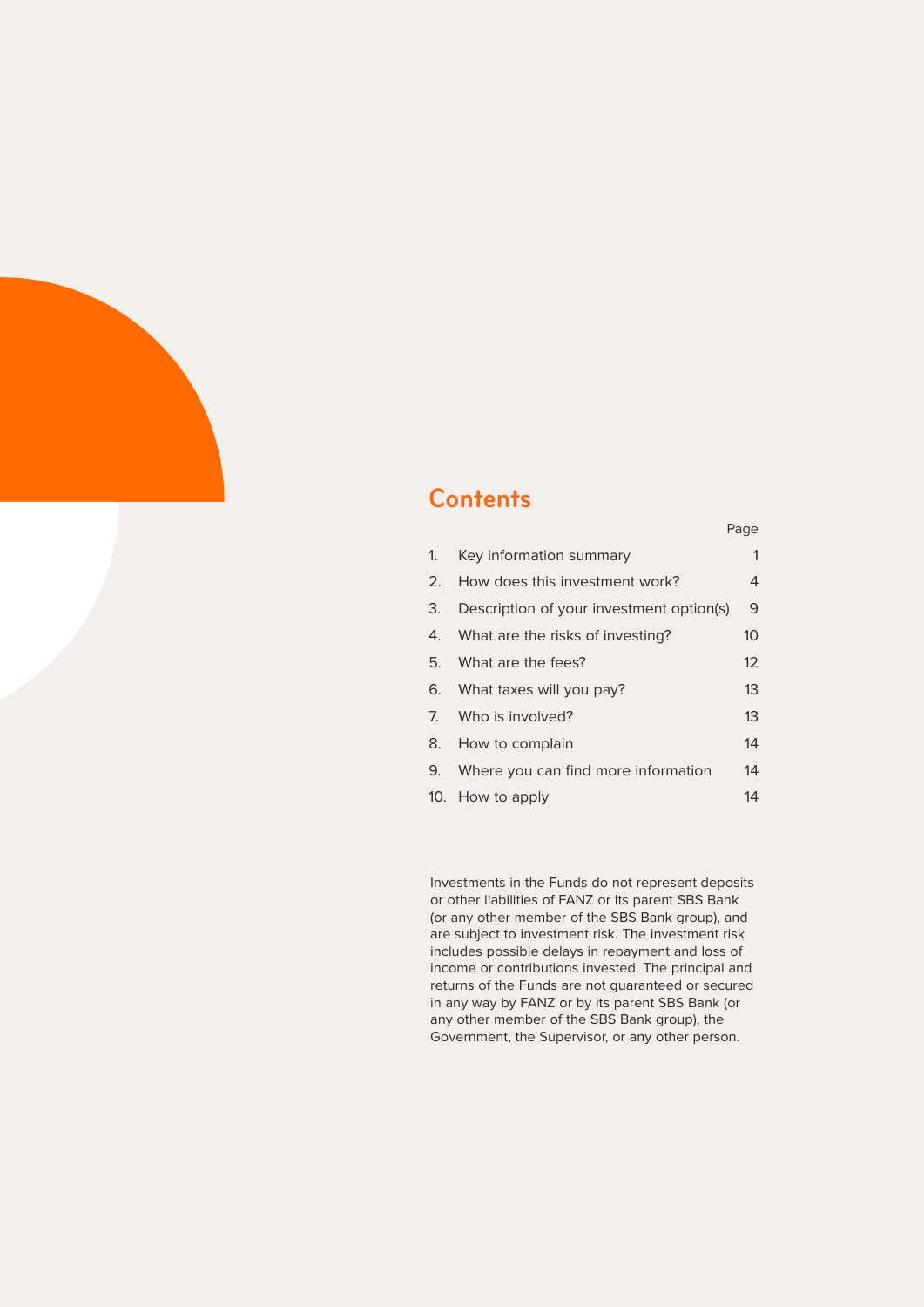## Contents

| | | Page |
|---|---|---|
| 1. | Key information summary | 1 |
| 2. | How does this investment work? | 4 |
| 3. | Description of your investment option(s) | 9 |
| 4. | What are the risks of investing? | 10 |
| 5. | What are the fees? | 12 |
| 6. | What taxes will you pay? | 13 |
| 7. | Who is involved? | 13 |
| 8. | How to complain | 14 |
| 9. | Where you can find more information | 14 |
| 10. | How to apply | 14 |

Investments in the Funds do not represent deposits or other liabilities of FANZ or its parent SBS Bank (or any other member of the SBS Bank group), and are subject to investment risk. The investment risk includes possible delays in repayment and loss of income or contributions invested. The principal and returns of the Funds are not guaranteed or secured in any way by FANZ or by its parent SBS Bank (or any other member of the SBS Bank group), the Government, the Supervisor, or any other person.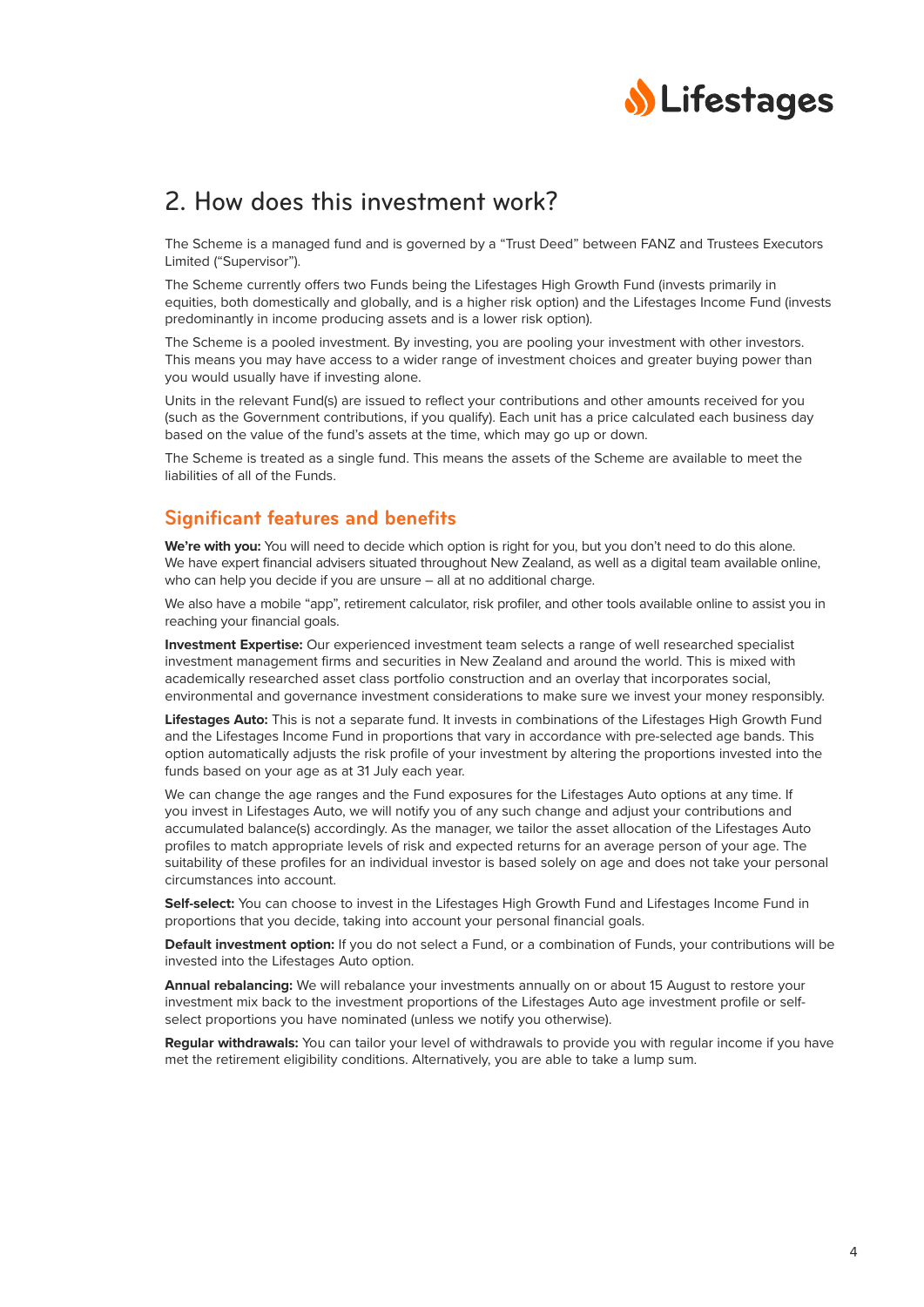## 2. How does this investment work?

The Scheme is a managed fund and is governed by a "Trust Deed" between FANZ and Trustees Executors Limited ("Supervisor").

The Scheme currently offers two Funds being the Lifestages High Growth Fund (invests primarily in equities, both domestically and globally, and is a higher risk option) and the Lifestages Income Fund (invests predominantly in income producing assets and is a lower risk option).

The Scheme is a pooled investment. By investing, you are pooling your investment with other investors. This means you may have access to a wider range of investment choices and greater buying power than you would usually have if investing alone.

Units in the relevant Fund(s) are issued to reflect your contributions and other amounts received for you (such as the Government contributions, if you qualify). Each unit has a price calculated each business day based on the value of the fund's assets at the time, which may go up or down.

The Scheme is treated as a single fund. This means the assets of the Scheme are available to meet the liabilities of all of the Funds.

### Significant features and benefits

**We're with you:** You will need to decide which option is right for you, but you don't need to do this alone. We have expert financial advisers situated throughout New Zealand, as well as a digital team available online, who can help you decide if you are unsure – all at no additional charge.

We also have a mobile "app", retirement calculator, risk profiler, and other tools available online to assist you in reaching your financial goals.

**Investment Expertise:** Our experienced investment team selects a range of well researched specialist investment management firms and securities in New Zealand and around the world. This is mixed with academically researched asset class portfolio construction and an overlay that incorporates social, environmental and governance investment considerations to make sure we invest your money responsibly.

**Lifestages Auto:** This is not a separate fund. It invests in combinations of the Lifestages High Growth Fund and the Lifestages Income Fund in proportions that vary in accordance with pre-selected age bands. This option automatically adjusts the risk profile of your investment by altering the proportions invested into the funds based on your age as at 31 July each year.

We can change the age ranges and the Fund exposures for the Lifestages Auto options at any time. If you invest in Lifestages Auto, we will notify you of any such change and adjust your contributions and accumulated balance(s) accordingly. As the manager, we tailor the asset allocation of the Lifestages Auto profiles to match appropriate levels of risk and expected returns for an average person of your age. The suitability of these profiles for an individual investor is based solely on age and does not take your personal circumstances into account.

**Self-select:** You can choose to invest in the Lifestages High Growth Fund and Lifestages Income Fund in proportions that you decide, taking into account your personal financial goals.

**Default investment option:** If you do not select a Fund, or a combination of Funds, your contributions will be invested into the Lifestages Auto option.

**Annual rebalancing:** We will rebalance your investments annually on or about 15 August to restore your investment mix back to the investment proportions of the Lifestages Auto age investment profile or self-select proportions you have nominated (unless we notify you otherwise).

**Regular withdrawals:** You can tailor your level of withdrawals to provide you with regular income if you have met the retirement eligibility conditions. Alternatively, you are able to take a lump sum.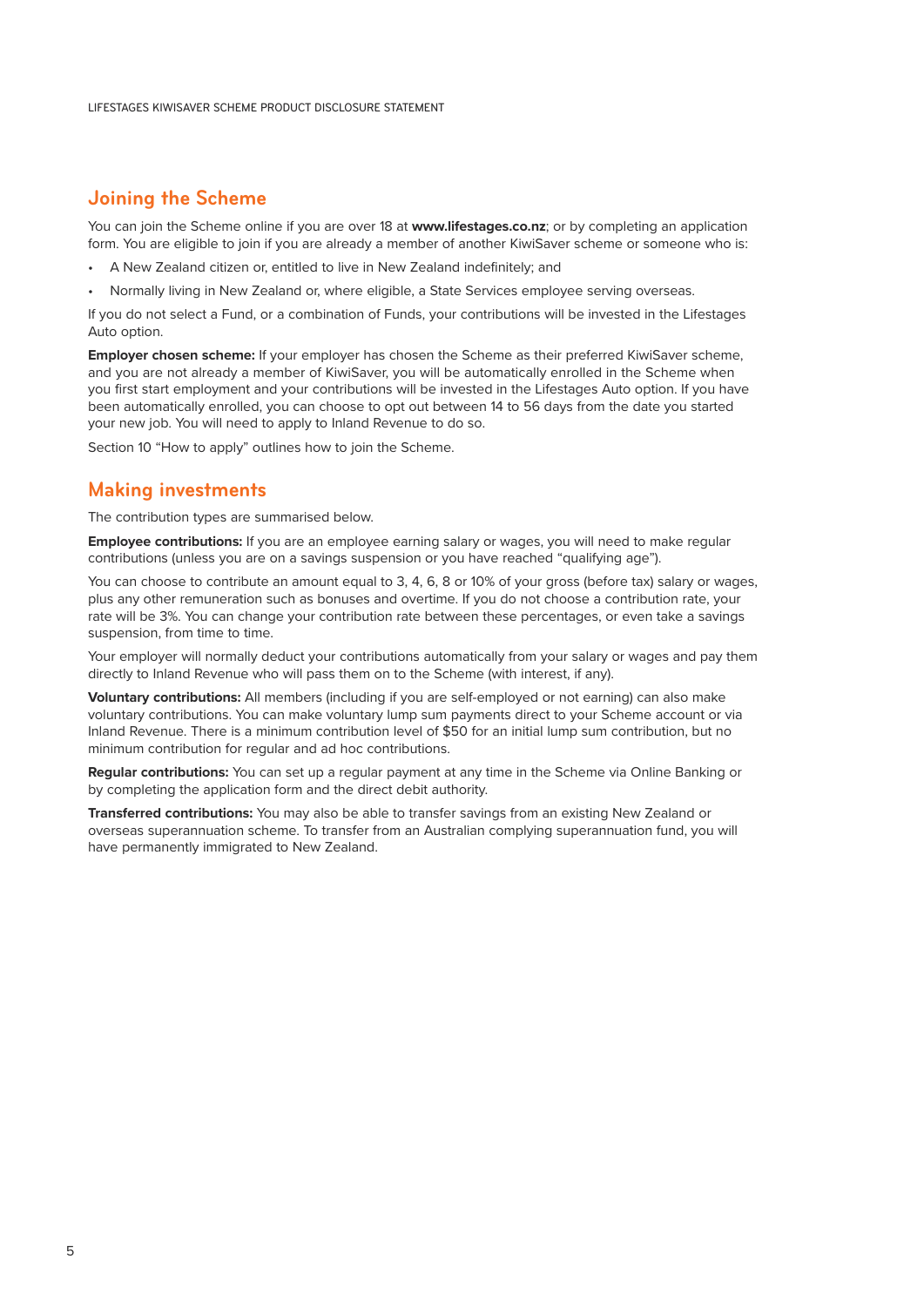## Joining the Scheme

You can join the Scheme online if you are over 18 at **www.lifestages.co.nz**; or by completing an application form. You are eligible to join if you are already a member of another KiwiSaver scheme or someone who is:

- A New Zealand citizen or, entitled to live in New Zealand indefinitely; and
- Normally living in New Zealand or, where eligible, a State Services employee serving overseas.

If you do not select a Fund, or a combination of Funds, your contributions will be invested in the Lifestages Auto option.

**Employer chosen scheme:** If your employer has chosen the Scheme as their preferred KiwiSaver scheme, and you are not already a member of KiwiSaver, you will be automatically enrolled in the Scheme when you first start employment and your contributions will be invested in the Lifestages Auto option. If you have been automatically enrolled, you can choose to opt out between 14 to 56 days from the date you started your new job. You will need to apply to Inland Revenue to do so.

Section 10 "How to apply" outlines how to join the Scheme.

## Making investments

The contribution types are summarised below.

**Employee contributions:** If you are an employee earning salary or wages, you will need to make regular contributions (unless you are on a savings suspension or you have reached "qualifying age").

You can choose to contribute an amount equal to 3, 4, 6, 8 or 10% of your gross (before tax) salary or wages, plus any other remuneration such as bonuses and overtime. If you do not choose a contribution rate, your rate will be 3%. You can change your contribution rate between these percentages, or even take a savings suspension, from time to time.

Your employer will normally deduct your contributions automatically from your salary or wages and pay them directly to Inland Revenue who will pass them on to the Scheme (with interest, if any).

**Voluntary contributions:** All members (including if you are self-employed or not earning) can also make voluntary contributions. You can make voluntary lump sum payments direct to your Scheme account or via Inland Revenue. There is a minimum contribution level of $50 for an initial lump sum contribution, but no minimum contribution for regular and ad hoc contributions.

**Regular contributions:** You can set up a regular payment at any time in the Scheme via Online Banking or by completing the application form and the direct debit authority.

**Transferred contributions:** You may also be able to transfer savings from an existing New Zealand or overseas superannuation scheme. To transfer from an Australian complying superannuation fund, you will have permanently immigrated to New Zealand.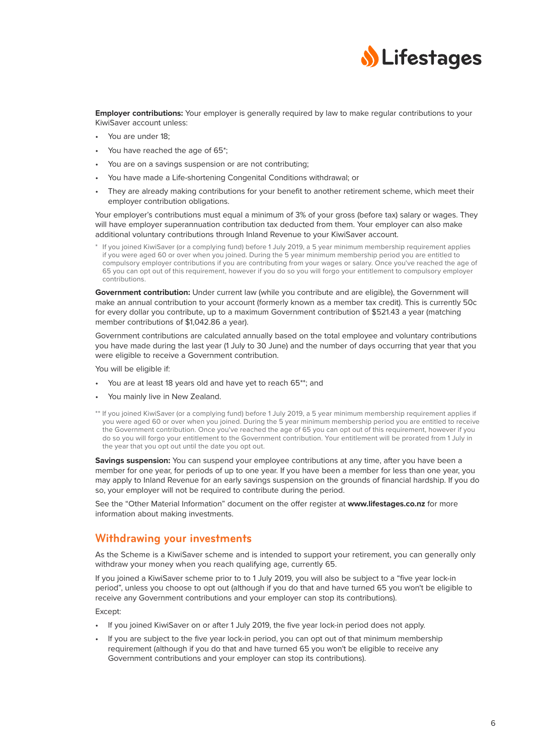**Employer contributions:** Your employer is generally required by law to make regular contributions to your KiwiSaver account unless:

- You are under 18;
- You have reached the age of 65*;
- You are on a savings suspension or are not contributing;
- You have made a Life-shortening Congenital Conditions withdrawal; or
- They are already making contributions for your benefit to another retirement scheme, which meet their employer contribution obligations.

Your employer's contributions must equal a minimum of 3% of your gross (before tax) salary or wages. They will have employer superannuation contribution tax deducted from them. Your employer can also make additional voluntary contributions through Inland Revenue to your KiwiSaver account.

* If you joined KiwiSaver (or a complying fund) before 1 July 2019, a 5 year minimum membership requirement applies if you were aged 60 or over when you joined. During the 5 year minimum membership period you are entitled to compulsory employer contributions if you are contributing from your wages or salary. Once you've reached the age of 65 you can opt out of this requirement, however if you do so you will forgo your entitlement to compulsory employer contributions.

**Government contribution:** Under current law (while you contribute and are eligible), the Government will make an annual contribution to your account (formerly known as a member tax credit). This is currently 50c for every dollar you contribute, up to a maximum Government contribution of $521.43 a year (matching member contributions of $1,042.86 a year).

Government contributions are calculated annually based on the total employee and voluntary contributions you have made during the last year (1 July to 30 June) and the number of days occurring that year that you were eligible to receive a Government contribution.

You will be eligible if:

- You are at least 18 years old and have yet to reach 65**; and
- You mainly live in New Zealand.

** If you joined KiwiSaver (or a complying fund) before 1 July 2019, a 5 year minimum membership requirement applies if you were aged 60 or over when you joined. During the 5 year minimum membership period you are entitled to receive the Government contribution. Once you've reached the age of 65 you can opt out of this requirement, however if you do so you will forgo your entitlement to the Government contribution. Your entitlement will be prorated from 1 July in the year that you opt out until the date you opt out.

**Savings suspension:** You can suspend your employee contributions at any time, after you have been a member for one year, for periods of up to one year. If you have been a member for less than one year, you may apply to Inland Revenue for an early savings suspension on the grounds of financial hardship. If you do so, your employer will not be required to contribute during the period.

See the "Other Material Information" document on the offer register at **www.lifestages.co.nz** for more information about making investments.

## Withdrawing your investments

As the Scheme is a KiwiSaver scheme and is intended to support your retirement, you can generally only withdraw your money when you reach qualifying age, currently 65.

If you joined a KiwiSaver scheme prior to to 1 July 2019, you will also be subject to a "five year lock-in period", unless you choose to opt out (although if you do that and have turned 65 you won't be eligible to receive any Government contributions and your employer can stop its contributions).

Except:

- If you joined KiwiSaver on or after 1 July 2019, the five year lock-in period does not apply.
- If you are subject to the five year lock-in period, you can opt out of that minimum membership requirement (although if you do that and have turned 65 you won't be eligible to receive any Government contributions and your employer can stop its contributions).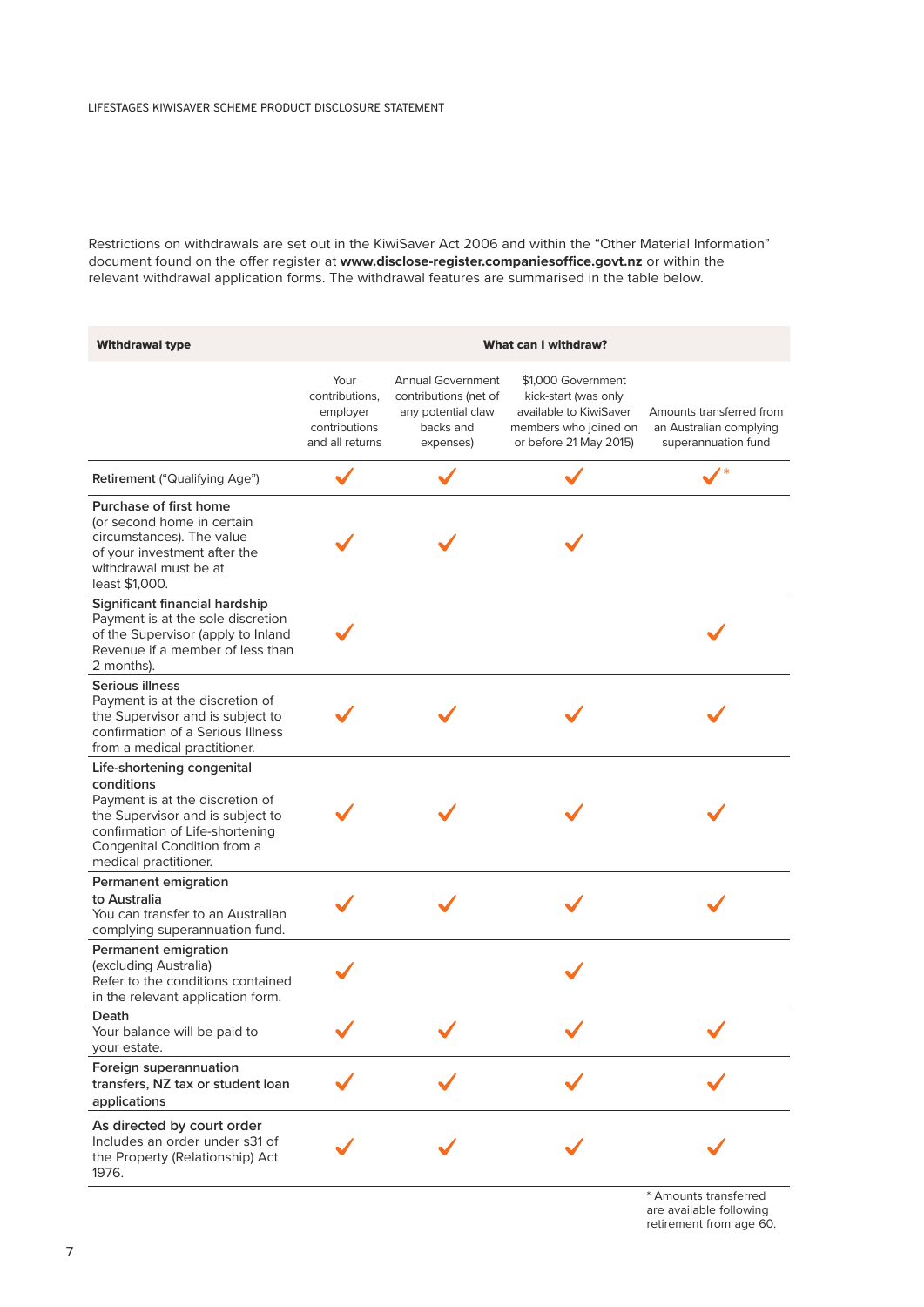Restrictions on withdrawals are set out in the KiwiSaver Act 2006 and within the "Other Material Information" document found on the offer register at **www.disclose-register.companiesoffice.govt.nz** or within the relevant withdrawal application forms. The withdrawal features are summarised in the table below.

| **Withdrawal type** | **What can I withdraw?** | | | |
|---|---|---|---|---|
| | Your contributions, employer contributions and all returns | Annual Government contributions (net of any potential claw backs and expenses) | $1,000 Government kick-start (was only available to KiwiSaver members who joined on or before 21 May 2015) | Amounts transferred from an Australian complying superannuation fund |
| **Retirement** ("Qualifying Age") | ✓ | ✓ | ✓ | ✓* |
| **Purchase of first home** (or second home in certain circumstances). The value of your investment after the withdrawal must be at least $1,000. | ✓ | ✓ | ✓ | |
| **Significant financial hardship** Payment is at the sole discretion of the Supervisor (apply to Inland Revenue if a member of less than 2 months). | ✓ | | | ✓ |
| **Serious illness** Payment is at the discretion of the Supervisor and is subject to confirmation of a Serious Illness from a medical practitioner. | ✓ | ✓ | ✓ | ✓ |
| **Life-shortening congenital conditions** Payment is at the discretion of the Supervisor and is subject to confirmation of Life-shortening Congenital Condition from a medical practitioner. | ✓ | ✓ | ✓ | ✓ |
| **Permanent emigration to Australia** You can transfer to an Australian complying superannuation fund. | ✓ | ✓ | ✓ | ✓ |
| **Permanent emigration** (excluding Australia) Refer to the conditions contained in the relevant application form. | ✓ | | ✓ | |
| **Death** Your balance will be paid to your estate. | ✓ | ✓ | ✓ | ✓ |
| **Foreign superannuation transfers, NZ tax or student loan applications** | ✓ | ✓ | ✓ | ✓ |
| **As directed by court order** Includes an order under s31 of the Property (Relationship) Act 1976. | ✓ | ✓ | ✓ | ✓ |

* Amounts transferred are available following retirement from age 60.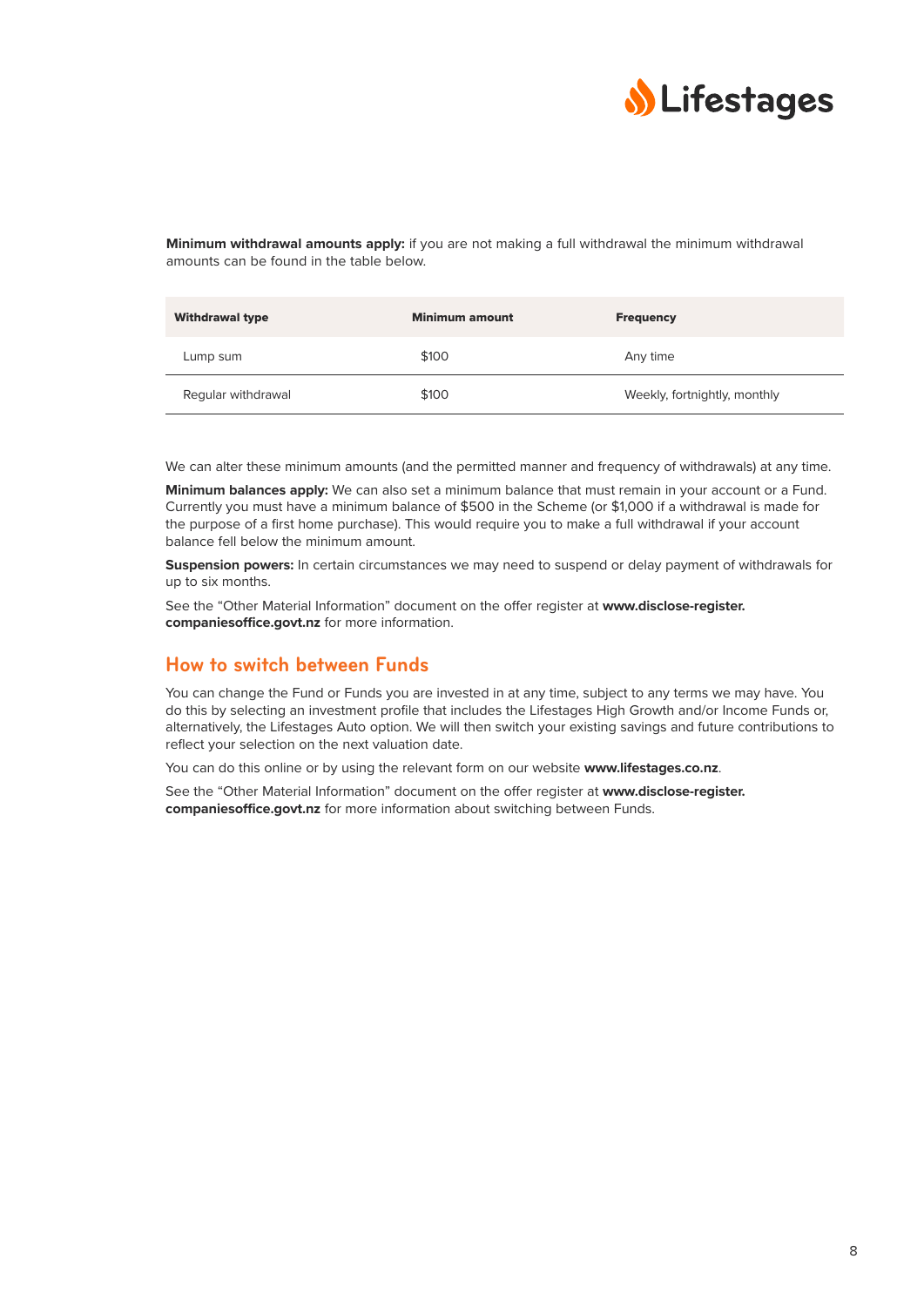**Minimum withdrawal amounts apply:** if you are not making a full withdrawal the minimum withdrawal amounts can be found in the table below.

| Withdrawal type | Minimum amount | Frequency |
|---|---|---|
| Lump sum | $100 | Any time |
| Regular withdrawal | $100 | Weekly, fortnightly, monthly |

We can alter these minimum amounts (and the permitted manner and frequency of withdrawals) at any time.

**Minimum balances apply:** We can also set a minimum balance that must remain in your account or a Fund. Currently you must have a minimum balance of $500 in the Scheme (or $1,000 if a withdrawal is made for the purpose of a first home purchase). This would require you to make a full withdrawal if your account balance fell below the minimum amount.

**Suspension powers:** In certain circumstances we may need to suspend or delay payment of withdrawals for up to six months.

See the "Other Material Information" document on the offer register at **www.disclose-register.companiesoffice.govt.nz** for more information.

## How to switch between Funds

You can change the Fund or Funds you are invested in at any time, subject to any terms we may have. You do this by selecting an investment profile that includes the Lifestages High Growth and/or Income Funds or, alternatively, the Lifestages Auto option. We will then switch your existing savings and future contributions to reflect your selection on the next valuation date.

You can do this online or by using the relevant form on our website **www.lifestages.co.nz**.

See the "Other Material Information" document on the offer register at **www.disclose-register.companiesoffice.govt.nz** for more information about switching between Funds.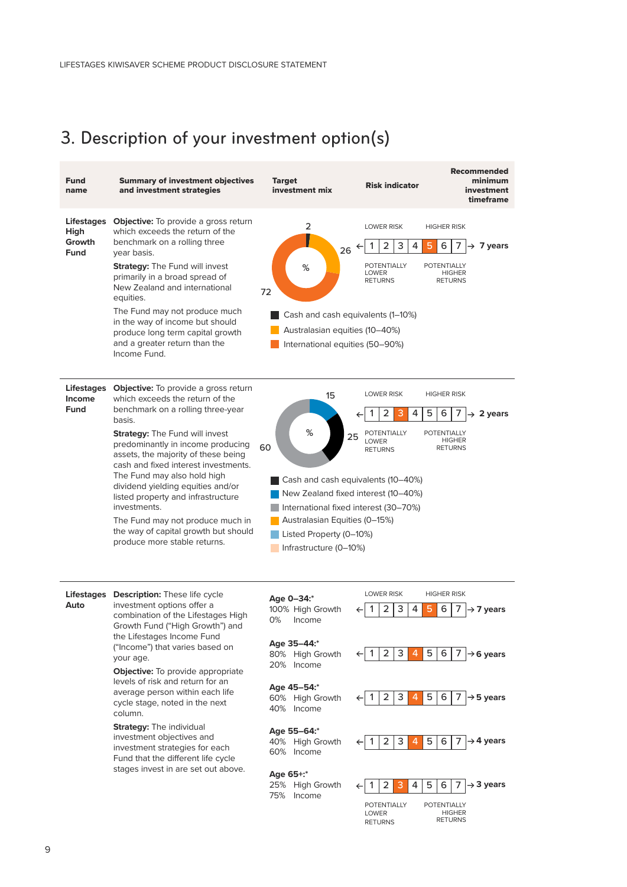## 3. Description of your investment option(s)

| Fund name | Summary of investment objectives and investment strategies | Target investment mix | Risk indicator | Recommended minimum investment timeframe |
|---|---|---|---|---|
| **Lifestages High Growth Fund** | **Objective:** To provide a gross return which exceeds the return of the benchmark on a rolling three year basis.<br><br>**Strategy:** The Fund will invest primarily in a broad spread of New Zealand and international equities.<br><br>The Fund may not produce much in the way of income but should produce long term capital growth and a greater return than the Income Fund. | % 2, 26, 72<br><br>Cash and cash equivalents (1–10%)<br>Australasian equities (10–40%)<br>International equities (50–90%) | LOWER RISK / HIGHER RISK<br>1 2 3 4 **5** 6 7<br>POTENTIALLY LOWER RETURNS / POTENTIALLY HIGHER RETURNS | 7 years |
| **Lifestages Income Fund** | **Objective:** To provide a gross return which exceeds the return of the benchmark on a rolling three-year basis.<br><br>**Strategy:** The Fund will invest predominantly in income producing assets, the majority of these being cash and fixed interest investments. The Fund may also hold high dividend yielding equities and/or listed property and infrastructure investments.<br><br>The Fund may not produce much in the way of capital growth but should produce more stable returns. | % 15, 25, 60<br><br>Cash and cash equivalents (10–40%)<br>New Zealand fixed interest (10–40%)<br>International fixed interest (30–70%)<br>Australasian Equities (0–15%)<br>Listed Property (0–10%)<br>Infrastructure (0–10%) | LOWER RISK / HIGHER RISK<br>1 2 **3** 4 5 6 7<br>POTENTIALLY LOWER RETURNS / POTENTIALLY HIGHER RETURNS | 2 years |
| **Lifestages Auto** | **Description:** These life cycle investment options offer a combination of the Lifestages High Growth Fund ("High Growth") and the Lifestages Income Fund ("Income") that varies based on your age.<br><br>**Objective:** To provide appropriate levels of risk and return for an average person within each life cycle stage, noted in the next column.<br><br>**Strategy:** The individual investment objectives and investment strategies for each Fund that the different life cycle stages invest in are set out above. | **Age 0–34:***<br>100% High Growth<br>0% Income | LOWER RISK / HIGHER RISK<br>1 2 3 4 **5** 6 7 | 7 years |
| | | **Age 35–44:***<br>80% High Growth<br>20% Income | 1 2 3 **4** 5 6 7 | 6 years |
| | | **Age 45–54:***<br>60% High Growth<br>40% Income | 1 2 3 **4** 5 6 7 | 5 years |
| | | **Age 55–64:***<br>40% High Growth<br>60% Income | 1 2 3 **4** 5 6 7 | 4 years |
| | | **Age 65+:***<br>25% High Growth<br>75% Income | 1 2 **3** 4 5 6 7<br>POTENTIALLY LOWER RETURNS / POTENTIALLY HIGHER RETURNS | 3 years |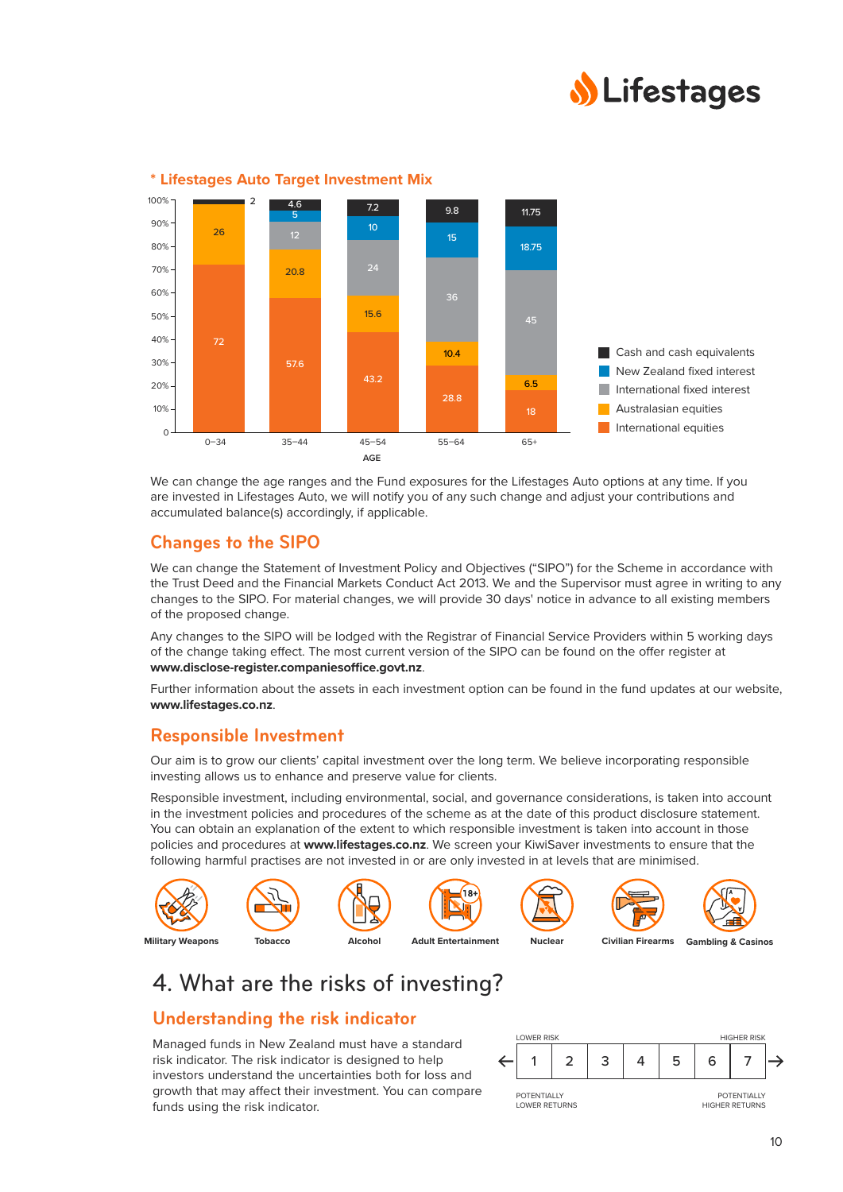### * Lifestages Auto Target Investment Mix

| AGE | 0–34 | 35–44 | 45–54 | 55–64 | 65+ |
|---|---|---|---|---|---|
| Cash and cash equivalents | 2 | 4.6 | 7.2 | 9.8 | 11.75 |
| New Zealand fixed interest | | 5 | 10 | 15 | 18.75 |
| International fixed interest | | 12 | 24 | 36 | 45 |
| Australasian equities | 26 | 20.8 | 15.6 | 10.4 | 6.5 |
| International equities | 72 | 57.6 | 43.2 | 28.8 | 18 |

We can change the age ranges and the Fund exposures for the Lifestages Auto options at any time. If you are invested in Lifestages Auto, we will notify you of any such change and adjust your contributions and accumulated balance(s) accordingly, if applicable.

## Changes to the SIPO

We can change the Statement of Investment Policy and Objectives ("SIPO") for the Scheme in accordance with the Trust Deed and the Financial Markets Conduct Act 2013. We and the Supervisor must agree in writing to any changes to the SIPO. For material changes, we will provide 30 days' notice in advance to all existing members of the proposed change.

Any changes to the SIPO will be lodged with the Registrar of Financial Service Providers within 5 working days of the change taking effect. The most current version of the SIPO can be found on the offer register at **www.disclose-register.companiesoffice.govt.nz**.

Further information about the assets in each investment option can be found in the fund updates at our website, **www.lifestages.co.nz**.

## Responsible Investment

Our aim is to grow our clients' capital investment over the long term. We believe incorporating responsible investing allows us to enhance and preserve value for clients.

Responsible investment, including environmental, social, and governance considerations, is taken into account in the investment policies and procedures of the scheme as at the date of this product disclosure statement. You can obtain an explanation of the extent to which responsible investment is taken into account in those policies and procedures at **www.lifestages.co.nz**. We screen your KiwiSaver investments to ensure that the following harmful practises are not invested in or are only invested in at levels that are minimised.

- Military Weapons
- Tobacco
- Alcohol
- Adult Entertainment
- Nuclear
- Civilian Firearms
- Gambling & Casinos

# 4. What are the risks of investing?

## Understanding the risk indicator

Managed funds in New Zealand must have a standard risk indicator. The risk indicator is designed to help investors understand the uncertainties both for loss and growth that may affect their investment. You can compare funds using the risk indicator.

| LOWER RISK | | | | | | HIGHER RISK |
|---|---|---|---|---|---|---|
| 1 | 2 | 3 | 4 | 5 | 6 | 7 |
| POTENTIALLY LOWER RETURNS | | | | | | POTENTIALLY HIGHER RETURNS |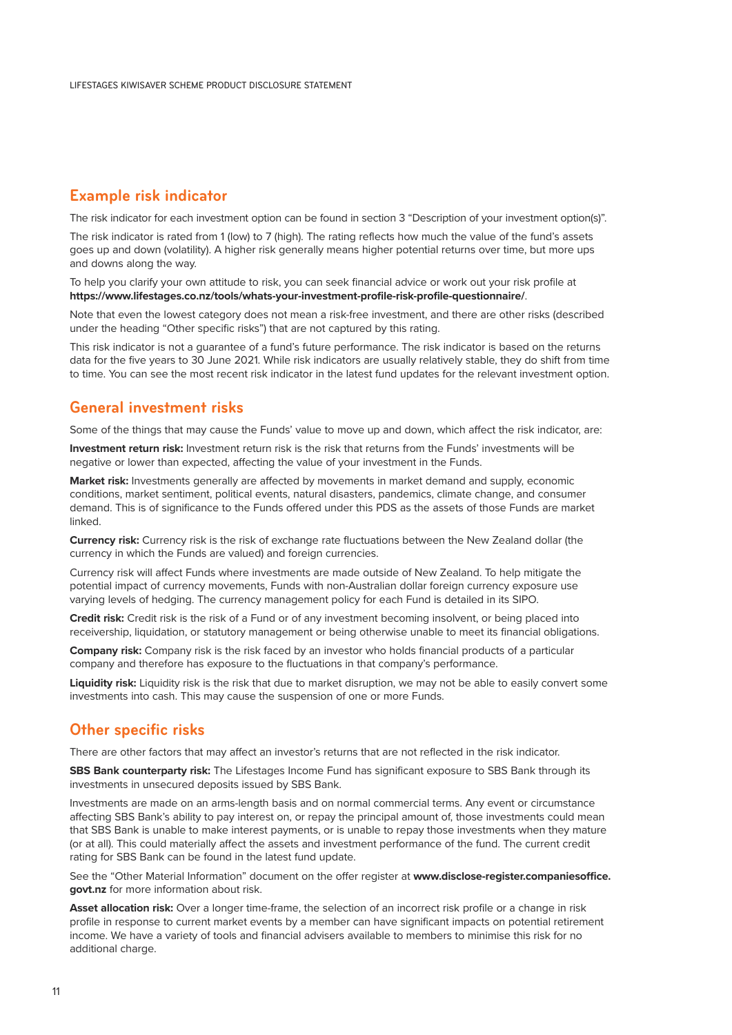## Example risk indicator

The risk indicator for each investment option can be found in section 3 "Description of your investment option(s)".

The risk indicator is rated from 1 (low) to 7 (high). The rating reflects how much the value of the fund's assets goes up and down (volatility). A higher risk generally means higher potential returns over time, but more ups and downs along the way.

To help you clarify your own attitude to risk, you can seek financial advice or work out your risk profile at **https://www.lifestages.co.nz/tools/whats-your-investment-profile-risk-profile-questionnaire/**.

Note that even the lowest category does not mean a risk-free investment, and there are other risks (described under the heading "Other specific risks") that are not captured by this rating.

This risk indicator is not a guarantee of a fund's future performance. The risk indicator is based on the returns data for the five years to 30 June 2021. While risk indicators are usually relatively stable, they do shift from time to time. You can see the most recent risk indicator in the latest fund updates for the relevant investment option.

## General investment risks

Some of the things that may cause the Funds' value to move up and down, which affect the risk indicator, are:

**Investment return risk:** Investment return risk is the risk that returns from the Funds' investments will be negative or lower than expected, affecting the value of your investment in the Funds.

**Market risk:** Investments generally are affected by movements in market demand and supply, economic conditions, market sentiment, political events, natural disasters, pandemics, climate change, and consumer demand. This is of significance to the Funds offered under this PDS as the assets of those Funds are market linked.

**Currency risk:** Currency risk is the risk of exchange rate fluctuations between the New Zealand dollar (the currency in which the Funds are valued) and foreign currencies.

Currency risk will affect Funds where investments are made outside of New Zealand. To help mitigate the potential impact of currency movements, Funds with non-Australian dollar foreign currency exposure use varying levels of hedging. The currency management policy for each Fund is detailed in its SIPO.

**Credit risk:** Credit risk is the risk of a Fund or of any investment becoming insolvent, or being placed into receivership, liquidation, or statutory management or being otherwise unable to meet its financial obligations.

**Company risk:** Company risk is the risk faced by an investor who holds financial products of a particular company and therefore has exposure to the fluctuations in that company's performance.

**Liquidity risk:** Liquidity risk is the risk that due to market disruption, we may not be able to easily convert some investments into cash. This may cause the suspension of one or more Funds.

## Other specific risks

There are other factors that may affect an investor's returns that are not reflected in the risk indicator.

**SBS Bank counterparty risk:** The Lifestages Income Fund has significant exposure to SBS Bank through its investments in unsecured deposits issued by SBS Bank.

Investments are made on an arms-length basis and on normal commercial terms. Any event or circumstance affecting SBS Bank's ability to pay interest on, or repay the principal amount of, those investments could mean that SBS Bank is unable to make interest payments, or is unable to repay those investments when they mature (or at all). This could materially affect the assets and investment performance of the fund. The current credit rating for SBS Bank can be found in the latest fund update.

See the "Other Material Information" document on the offer register at **www.disclose-register.companiesoffice.govt.nz** for more information about risk.

**Asset allocation risk:** Over a longer time-frame, the selection of an incorrect risk profile or a change in risk profile in response to current market events by a member can have significant impacts on potential retirement income. We have a variety of tools and financial advisers available to members to minimise this risk for no additional charge.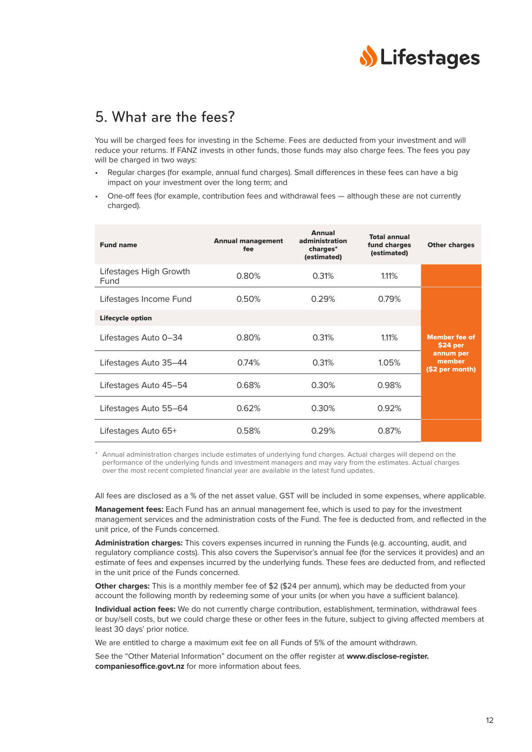## 5. What are the fees?

You will be charged fees for investing in the Scheme. Fees are deducted from your investment and will reduce your returns. If FANZ invests in other funds, those funds may also charge fees. The fees you pay will be charged in two ways:

- Regular charges (for example, annual fund charges). Small differences in these fees can have a big impact on your investment over the long term; and
- One-off fees (for example, contribution fees and withdrawal fees — although these are not currently charged).

| Fund name | Annual management fee | Annual administration charges* (estimated) | Total annual fund charges (estimated) | Other charges |
|---|---|---|---|---|
| Lifestages High Growth Fund | 0.80% | 0.31% | 1.11% | **Member fee of $24 per annum per member ($2 per month)** |
| Lifestages Income Fund | 0.50% | 0.29% | 0.79% | |
| **Lifecycle option** | | | | |
| Lifestages Auto 0–34 | 0.80% | 0.31% | 1.11% | |
| Lifestages Auto 35–44 | 0.74% | 0.31% | 1.05% | |
| Lifestages Auto 45–54 | 0.68% | 0.30% | 0.98% | |
| Lifestages Auto 55–64 | 0.62% | 0.30% | 0.92% | |
| Lifestages Auto 65+ | 0.58% | 0.29% | 0.87% | |

\* Annual administration charges include estimates of underlying fund charges. Actual charges will depend on the performance of the underlying funds and investment managers and may vary from the estimates. Actual charges over the most recent completed financial year are available in the latest fund updates.

All fees are disclosed as a % of the net asset value. GST will be included in some expenses, where applicable.

**Management fees:** Each Fund has an annual management fee, which is used to pay for the investment management services and the administration costs of the Fund. The fee is deducted from, and reflected in the unit price, of the Funds concerned.

**Administration charges:** This covers expenses incurred in running the Funds (e.g. accounting, audit, and regulatory compliance costs). This also covers the Supervisor's annual fee (for the services it provides) and an estimate of fees and expenses incurred by the underlying funds. These fees are deducted from, and reflected in the unit price of the Funds concerned.

**Other charges:** This is a monthly member fee of $2 ($24 per annum), which may be deducted from your account the following month by redeeming some of your units (or when you have a sufficient balance).

**Individual action fees:** We do not currently charge contribution, establishment, termination, withdrawal fees or buy/sell costs, but we could charge these or other fees in the future, subject to giving affected members at least 30 days' prior notice.

We are entitled to charge a maximum exit fee on all Funds of 5% of the amount withdrawn.

See the "Other Material Information" document on the offer register at **www.disclose-register.companiesoffice.govt.nz** for more information about fees.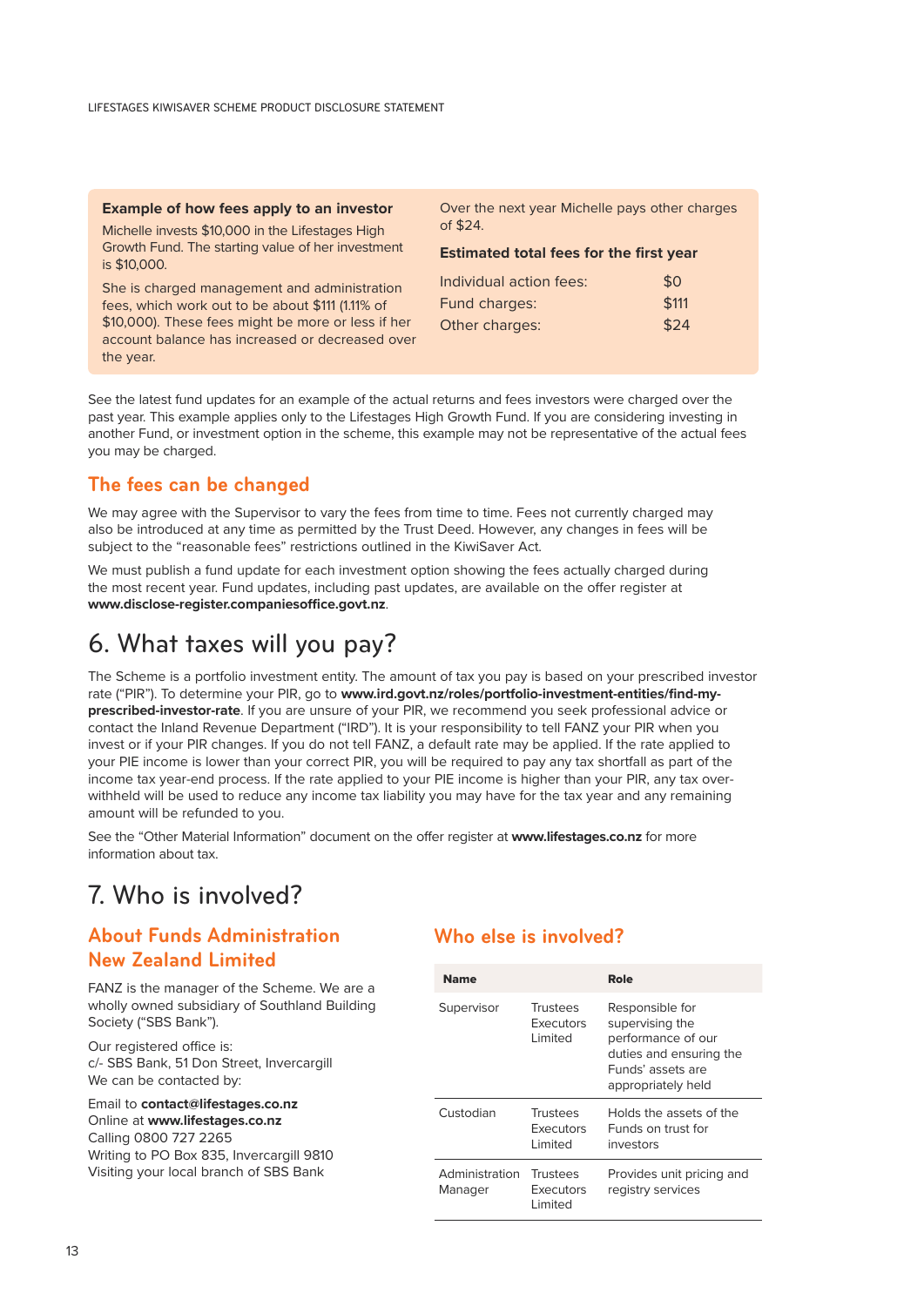**Example of how fees apply to an investor**

Michelle invests $10,000 in the Lifestages High Growth Fund. The starting value of her investment is $10,000.

She is charged management and administration fees, which work out to be about $111 (1.11% of $10,000). These fees might be more or less if her account balance has increased or decreased over the year.

Over the next year Michelle pays other charges of $24.

**Estimated total fees for the first year**

| | |
|---|---|
| Individual action fees: | $0 |
| Fund charges: | $111 |
| Other charges: | $24 |

See the latest fund updates for an example of the actual returns and fees investors were charged over the past year. This example applies only to the Lifestages High Growth Fund. If you are considering investing in another Fund, or investment option in the scheme, this example may not be representative of the actual fees you may be charged.

## The fees can be changed

We may agree with the Supervisor to vary the fees from time to time. Fees not currently charged may also be introduced at any time as permitted by the Trust Deed. However, any changes in fees will be subject to the "reasonable fees" restrictions outlined in the KiwiSaver Act.

We must publish a fund update for each investment option showing the fees actually charged during the most recent year. Fund updates, including past updates, are available on the offer register at **www.disclose-register.companiesoffice.govt.nz**.

# 6. What taxes will you pay?

The Scheme is a portfolio investment entity. The amount of tax you pay is based on your prescribed investor rate ("PIR"). To determine your PIR, go to **www.ird.govt.nz/roles/portfolio-investment-entities/find-my-prescribed-investor-rate**. If you are unsure of your PIR, we recommend you seek professional advice or contact the Inland Revenue Department ("IRD"). It is your responsibility to tell FANZ your PIR when you invest or if your PIR changes. If you do not tell FANZ, a default rate may be applied. If the rate applied to your PIE income is lower than your correct PIR, you will be required to pay any tax shortfall as part of the income tax year-end process. If the rate applied to your PIE income is higher than your PIR, any tax over-withheld will be used to reduce any income tax liability you may have for the tax year and any remaining amount will be refunded to you.

See the "Other Material Information" document on the offer register at **www.lifestages.co.nz** for more information about tax.

# 7. Who is involved?

## About Funds Administration New Zealand Limited

FANZ is the manager of the Scheme. We are a wholly owned subsidiary of Southland Building Society ("SBS Bank").

Our registered office is:
c/- SBS Bank, 51 Don Street, Invercargill
We can be contacted by:

Email to **contact@lifestages.co.nz**
Online at **www.lifestages.co.nz**
Calling 0800 727 2265
Writing to PO Box 835, Invercargill 9810
Visiting your local branch of SBS Bank

## Who else is involved?

| Name | | Role |
|---|---|---|
| Supervisor | Trustees Executors Limited | Responsible for supervising the performance of our duties and ensuring the Funds' assets are appropriately held |
| Custodian | Trustees Executors Limited | Holds the assets of the Funds on trust for investors |
| Administration Manager | Trustees Executors Limited | Provides unit pricing and registry services |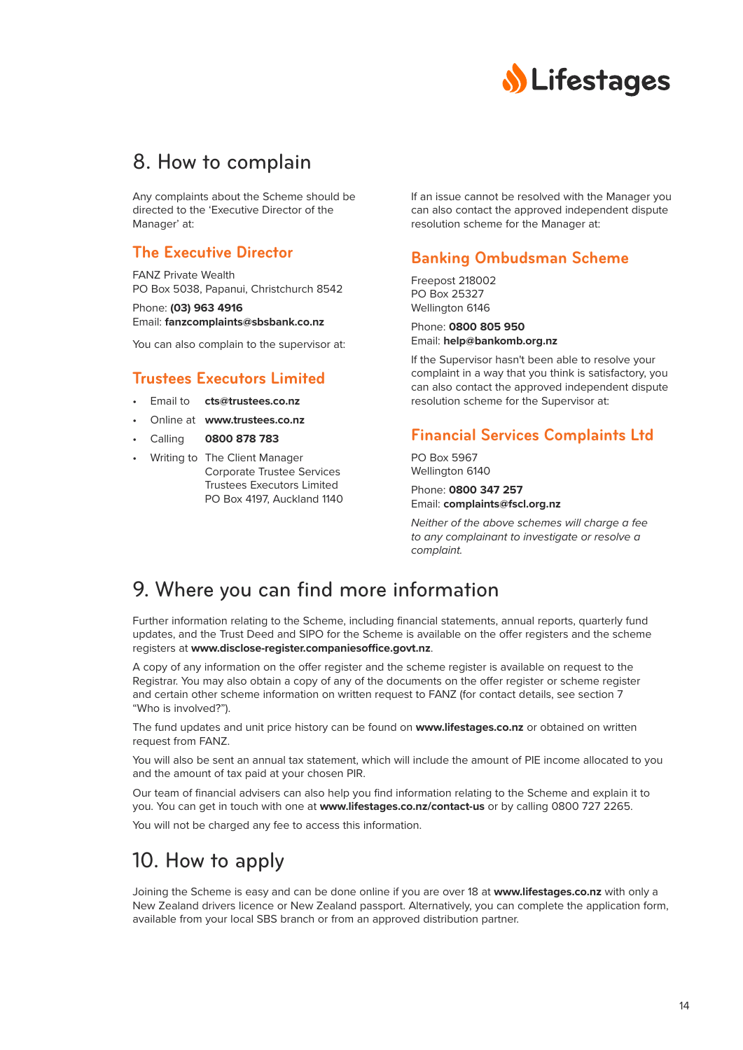## 8. How to complain

Any complaints about the Scheme should be directed to the 'Executive Director of the Manager' at:

### The Executive Director

FANZ Private Wealth
PO Box 5038, Papanui, Christchurch 8542

Phone: **(03) 963 4916**
Email: **fanzcomplaints@sbsbank.co.nz**

You can also complain to the supervisor at:

### Trustees Executors Limited

- Email to **cts@trustees.co.nz**
- Online at **www.trustees.co.nz**
- Calling **0800 878 783**
- Writing to The Client Manager
  Corporate Trustee Services
  Trustees Executors Limited
  PO Box 4197, Auckland 1140

If an issue cannot be resolved with the Manager you can also contact the approved independent dispute resolution scheme for the Manager at:

### Banking Ombudsman Scheme

Freepost 218002
PO Box 25327
Wellington 6146

Phone: **0800 805 950**
Email: **help@bankomb.org.nz**

If the Supervisor hasn't been able to resolve your complaint in a way that you think is satisfactory, you can also contact the approved independent dispute resolution scheme for the Supervisor at:

### Financial Services Complaints Ltd

PO Box 5967
Wellington 6140

Phone: **0800 347 257**
Email: **complaints@fscl.org.nz**

*Neither of the above schemes will charge a fee to any complainant to investigate or resolve a complaint.*

## 9. Where you can find more information

Further information relating to the Scheme, including financial statements, annual reports, quarterly fund updates, and the Trust Deed and SIPO for the Scheme is available on the offer registers and the scheme registers at **www.disclose-register.companiesoffice.govt.nz**.

A copy of any information on the offer register and the scheme register is available on request to the Registrar. You may also obtain a copy of any of the documents on the offer register or scheme register and certain other scheme information on written request to FANZ (for contact details, see section 7 "Who is involved?").

The fund updates and unit price history can be found on **www.lifestages.co.nz** or obtained on written request from FANZ.

You will also be sent an annual tax statement, which will include the amount of PIE income allocated to you and the amount of tax paid at your chosen PIR.

Our team of financial advisers can also help you find information relating to the Scheme and explain it to you. You can get in touch with one at **www.lifestages.co.nz/contact-us** or by calling 0800 727 2265.

You will not be charged any fee to access this information.

## 10. How to apply

Joining the Scheme is easy and can be done online if you are over 18 at **www.lifestages.co.nz** with only a New Zealand drivers licence or New Zealand passport. Alternatively, you can complete the application form, available from your local SBS branch or from an approved distribution partner.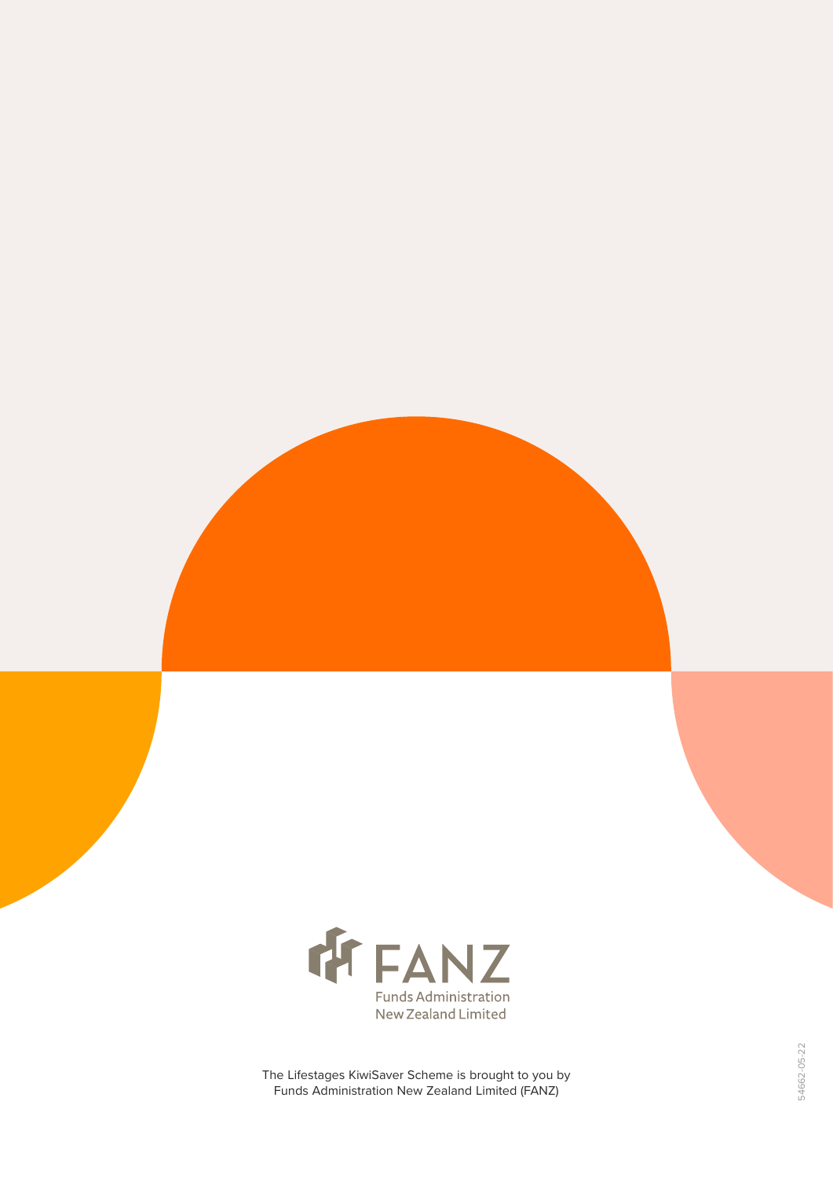FANZ

Funds Administration
New Zealand Limited

The Lifestages KiwiSaver Scheme is brought to you by
Funds Administration New Zealand Limited (FANZ)

54662-05-22